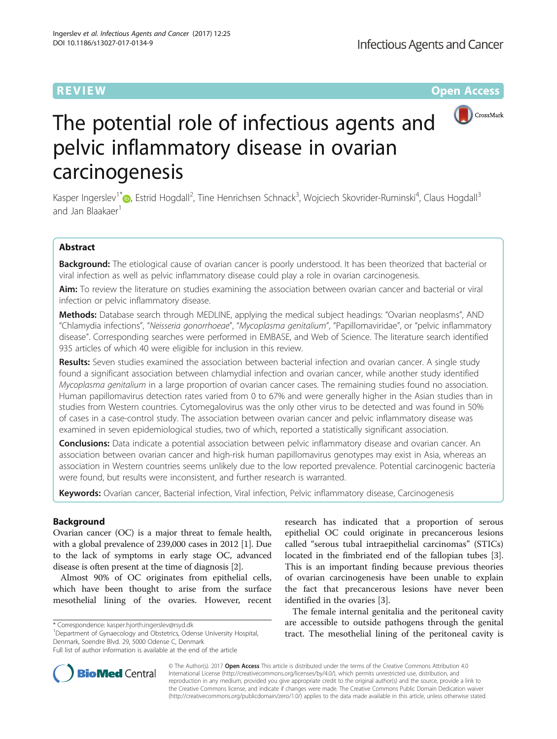REVIEW Open Access

# The potential role of infectious agents and pelvic inflammatory disease in ovarian carcinogenesis

Kasper Ingerslev[1*], Estrid Hogdall[2], Tine Henrichsen Schnack[3], Wojciech Skovrider-Ruminski[4], Claus Hogdall[3] and Jan Blaakaer[1]

## Abstract

**Background:** The etiological cause of ovarian cancer is poorly understood. It has been theorized that bacterial or viral infection as well as pelvic inflammatory disease could play a role in ovarian carcinogenesis.

**Aim:** To review the literature on studies examining the association between ovarian cancer and bacterial or viral infection or pelvic inflammatory disease.

**Methods:** Database search through MEDLINE, applying the medical subject headings: "Ovarian neoplasms", AND "Chlamydia infections", "*Neisseria gonorrhoeae*", "*Mycoplasma genitalium*", "Papillomaviridae", or "pelvic inflammatory disease". Corresponding searches were performed in EMBASE, and Web of Science. The literature search identified 935 articles of which 40 were eligible for inclusion in this review.

**Results:** Seven studies examined the association between bacterial infection and ovarian cancer. A single study found a significant association between chlamydial infection and ovarian cancer, while another study identified *Mycoplasma genitalium* in a large proportion of ovarian cancer cases. The remaining studies found no association. Human papillomavirus detection rates varied from 0 to 67% and were generally higher in the Asian studies than in studies from Western countries. Cytomegalovirus was the only other virus to be detected and was found in 50% of cases in a case-control study. The association between ovarian cancer and pelvic inflammatory disease was examined in seven epidemiological studies, two of which, reported a statistically significant association.

**Conclusions:** Data indicate a potential association between pelvic inflammatory disease and ovarian cancer. An association between ovarian cancer and high-risk human papillomavirus genotypes may exist in Asia, whereas an association in Western countries seems unlikely due to the low reported prevalence. Potential carcinogenic bacteria were found, but results were inconsistent, and further research is warranted.

**Keywords:** Ovarian cancer, Bacterial infection, Viral infection, Pelvic inflammatory disease, Carcinogenesis

## Background

Ovarian cancer (OC) is a major threat to female health, with a global prevalence of 239,000 cases in 2012 [1]. Due to the lack of symptoms in early stage OC, advanced disease is often present at the time of diagnosis [2].

Almost 90% of OC originates from epithelial cells, which have been thought to arise from the surface mesothelial lining of the ovaries. However, recent research has indicated that a proportion of serous epithelial OC could originate in precancerous lesions called "serous tubal intraepithelial carcinomas" (STICs) located in the fimbriated end of the fallopian tubes [3]. This is an important finding because previous theories of ovarian carcinogenesis have been unable to explain the fact that precancerous lesions have never been identified in the ovaries [3].

The female internal genitalia and the peritoneal cavity are accessible to outside pathogens through the genital tract. The mesothelial lining of the peritoneal cavity is

\* Correspondence: kasper.hjorth.ingerslev@rsyd.dk
[1]Department of Gynaecology and Obstetrics, Odense University Hospital, Denmark, Soendre Blvd. 29, 5000 Odense C, Denmark
Full list of author information is available at the end of the article

© The Author(s). 2017 **Open Access** This article is distributed under the terms of the Creative Commons Attribution 4.0 International License (http://creativecommons.org/licenses/by/4.0/), which permits unrestricted use, distribution, and reproduction in any medium, provided you give appropriate credit to the original author(s) and the source, provide a link to the Creative Commons license, and indicate if changes were made. The Creative Commons Public Domain Dedication waiver (http://creativecommons.org/publicdomain/zero/1.0/) applies to the data made available in this article, unless otherwise stated.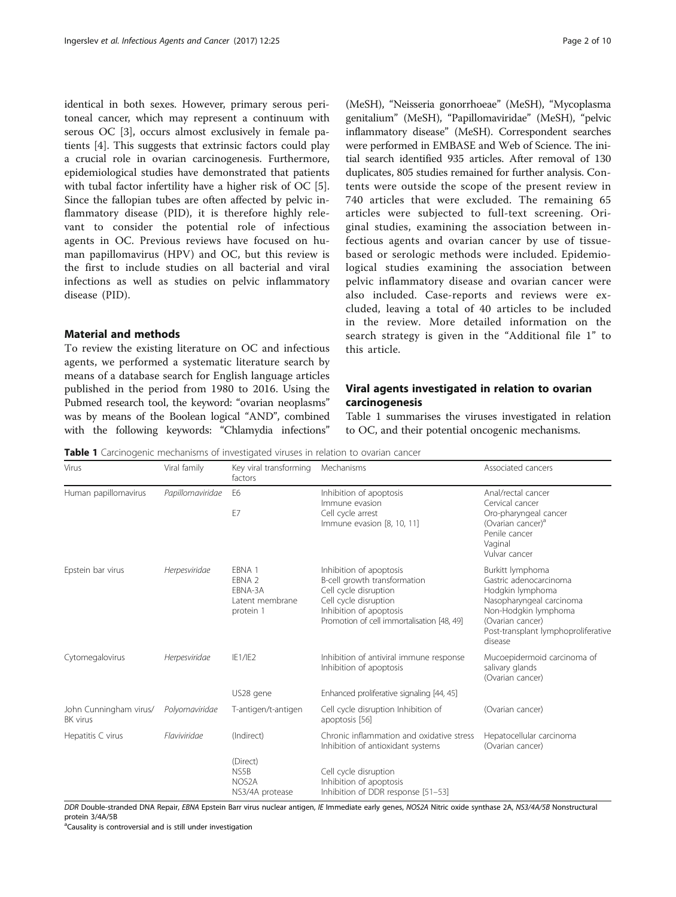identical in both sexes. However, primary serous peritoneal cancer, which may represent a continuum with serous OC [3], occurs almost exclusively in female patients [4]. This suggests that extrinsic factors could play a crucial role in ovarian carcinogenesis. Furthermore, epidemiological studies have demonstrated that patients with tubal factor infertility have a higher risk of OC [5]. Since the fallopian tubes are often affected by pelvic inflammatory disease (PID), it is therefore highly relevant to consider the potential role of infectious agents in OC. Previous reviews have focused on human papillomavirus (HPV) and OC, but this review is the first to include studies on all bacterial and viral infections as well as studies on pelvic inflammatory disease (PID).

## Material and methods

To review the existing literature on OC and infectious agents, we performed a systematic literature search by means of a database search for English language articles published in the period from 1980 to 2016. Using the Pubmed research tool, the keyword: "ovarian neoplasms" was by means of the Boolean logical "AND", combined with the following keywords: "Chlamydia infections" (MeSH), "Neisseria gonorrhoeae" (MeSH), "Mycoplasma genitalium" (MeSH), "Papillomaviridae" (MeSH), "pelvic inflammatory disease" (MeSH). Correspondent searches were performed in EMBASE and Web of Science. The initial search identified 935 articles. After removal of 130 duplicates, 805 studies remained for further analysis. Contents were outside the scope of the present review in 740 articles that were excluded. The remaining 65 articles were subjected to full-text screening. Original studies, examining the association between infectious agents and ovarian cancer by use of tissue-based or serologic methods were included. Epidemiological studies examining the association between pelvic inflammatory disease and ovarian cancer were also included. Case-reports and reviews were excluded, leaving a total of 40 articles to be included in the review. More detailed information on the search strategy is given in the "Additional file 1" to this article.

## Viral agents investigated in relation to ovarian carcinogenesis

Table 1 summarises the viruses investigated in relation to OC, and their potential oncogenic mechanisms.

**Table 1** Carcinogenic mechanisms of investigated viruses in relation to ovarian cancer

| Virus | Viral family | Key viral transforming factors | Mechanisms | Associated cancers |
|---|---|---|---|---|
| Human papillomavirus | *Papillomaviridae* | E6<br><br>E7 | Inhibition of apoptosis<br>Immune evasion<br>Cell cycle arrest<br>Immune evasion [8, 10, 11] | Anal/rectal cancer<br>Cervical cancer<br>Oro-pharyngeal cancer<br>(Ovarian cancer)[a]<br>Penile cancer<br>Vaginal<br>Vulvar cancer |
| Epstein bar virus | *Herpesviridae* | EBNA 1<br>EBNA 2<br>EBNA-3A<br>Latent membrane protein 1 | Inhibition of apoptosis<br>B-cell growth transformation<br>Cell cycle disruption<br>Cell cycle disruption<br>Inhibition of apoptosis<br>Promotion of cell immortalisation [48, 49] | Burkitt lymphoma<br>Gastric adenocarcinoma<br>Hodgkin lymphoma<br>Nasopharyngeal carcinoma<br>Non-Hodgkin lymphoma<br>(Ovarian cancer)<br>Post-transplant lymphoproliferative disease |
| Cytomegalovirus | *Herpesviridae* | IE1/IE2 | Inhibition of antiviral immune response<br>Inhibition of apoptosis | Mucoepidermoid carcinoma of salivary glands<br>(Ovarian cancer) |
| | | US28 gene | Enhanced proliferative signaling [44, 45] | |
| John Cunningham virus/ BK virus | *Polyomaviridae* | T-antigen/t-antigen | Cell cycle disruption Inhibition of apoptosis [56] | (Ovarian cancer) |
| Hepatitis C virus | *Flaviviridae* | (Indirect) | Chronic inflammation and oxidative stress<br>Inhibition of antioxidant systems | Hepatocellular carcinoma<br>(Ovarian cancer) |
| | | (Direct)<br>NS5B<br>NOS2A<br>NS3/4A protease | Cell cycle disruption<br>Inhibition of apoptosis<br>Inhibition of DDR response [51–53] | |

*DDR* Double-stranded DNA Repair, *EBNA* Epstein Barr virus nuclear antigen, *IE* Immediate early genes, *NOS2A* Nitric oxide synthase 2A, *NS3/4A/5B* Nonstructural protein 3/4A/5B

[a]Causality is controversial and is still under investigation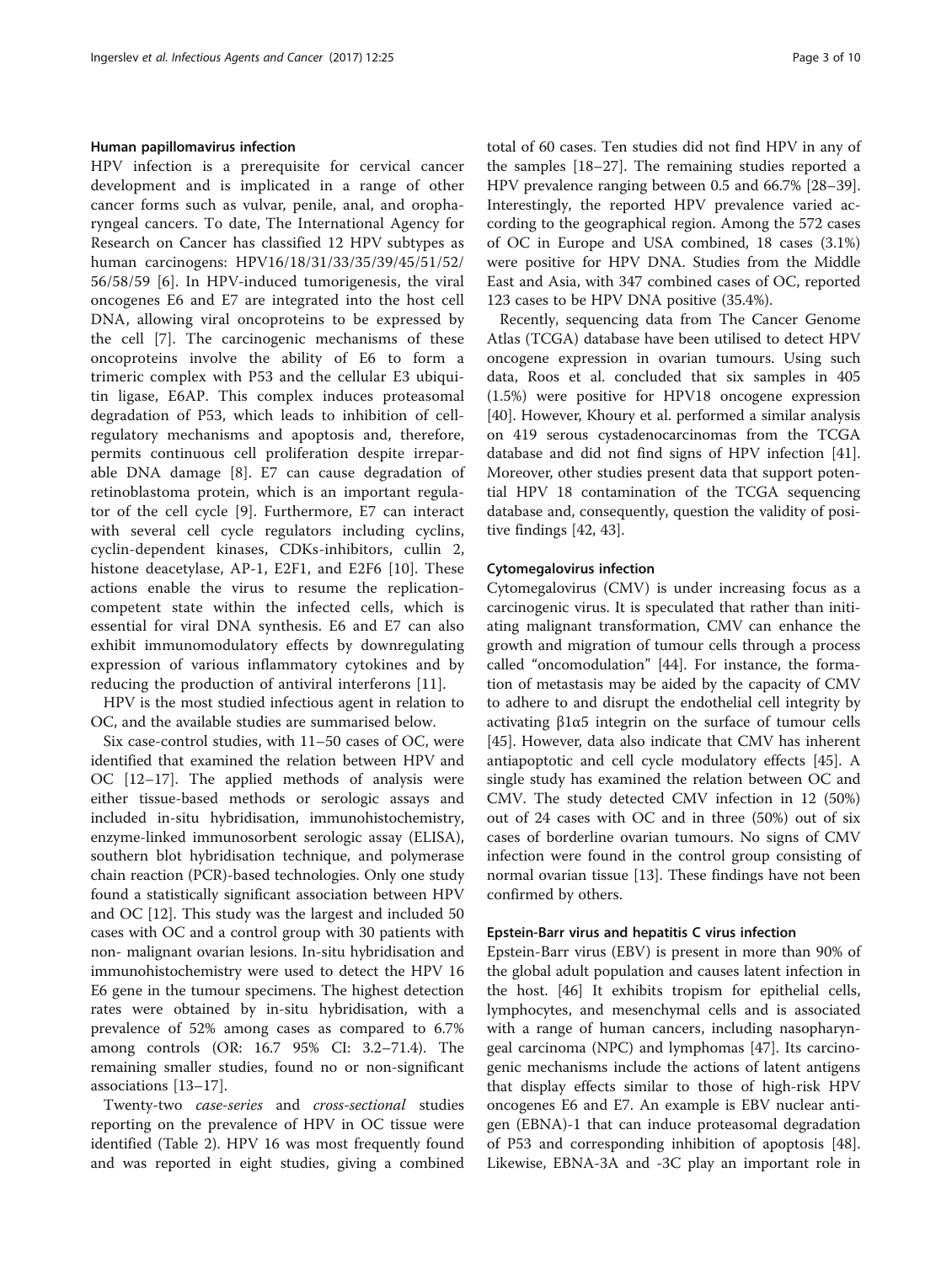### Human papillomavirus infection

HPV infection is a prerequisite for cervical cancer development and is implicated in a range of other cancer forms such as vulvar, penile, anal, and oropharyngeal cancers. To date, The International Agency for Research on Cancer has classified 12 HPV subtypes as human carcinogens: HPV16/18/31/33/35/39/45/51/52/56/58/59 [6]. In HPV-induced tumorigenesis, the viral oncogenes E6 and E7 are integrated into the host cell DNA, allowing viral oncoproteins to be expressed by the cell [7]. The carcinogenic mechanisms of these oncoproteins involve the ability of E6 to form a trimeric complex with P53 and the cellular E3 ubiquitin ligase, E6AP. This complex induces proteasomal degradation of P53, which leads to inhibition of cell-regulatory mechanisms and apoptosis and, therefore, permits continuous cell proliferation despite irreparable DNA damage [8]. E7 can cause degradation of retinoblastoma protein, which is an important regulator of the cell cycle [9]. Furthermore, E7 can interact with several cell cycle regulators including cyclins, cyclin-dependent kinases, CDKs-inhibitors, cullin 2, histone deacetylase, AP-1, E2F1, and E2F6 [10]. These actions enable the virus to resume the replication-competent state within the infected cells, which is essential for viral DNA synthesis. E6 and E7 can also exhibit immunomodulatory effects by downregulating expression of various inflammatory cytokines and by reducing the production of antiviral interferons [11].

HPV is the most studied infectious agent in relation to OC, and the available studies are summarised below.

Six case-control studies, with 11–50 cases of OC, were identified that examined the relation between HPV and OC [12–17]. The applied methods of analysis were either tissue-based methods or serologic assays and included in-situ hybridisation, immunohistochemistry, enzyme-linked immunosorbent serologic assay (ELISA), southern blot hybridisation technique, and polymerase chain reaction (PCR)-based technologies. Only one study found a statistically significant association between HPV and OC [12]. This study was the largest and included 50 cases with OC and a control group with 30 patients with non- malignant ovarian lesions. In-situ hybridisation and immunohistochemistry were used to detect the HPV 16 E6 gene in the tumour specimens. The highest detection rates were obtained by in-situ hybridisation, with a prevalence of 52% among cases as compared to 6.7% among controls (OR: 16.7 95% CI: 3.2–71.4). The remaining smaller studies, found no or non-significant associations [13–17].

Twenty-two *case-series* and *cross-sectional* studies reporting on the prevalence of HPV in OC tissue were identified (Table 2). HPV 16 was most frequently found and was reported in eight studies, giving a combined total of 60 cases. Ten studies did not find HPV in any of the samples [18–27]. The remaining studies reported a HPV prevalence ranging between 0.5 and 66.7% [28–39]. Interestingly, the reported HPV prevalence varied according to the geographical region. Among the 572 cases of OC in Europe and USA combined, 18 cases (3.1%) were positive for HPV DNA. Studies from the Middle East and Asia, with 347 combined cases of OC, reported 123 cases to be HPV DNA positive (35.4%).

Recently, sequencing data from The Cancer Genome Atlas (TCGA) database have been utilised to detect HPV oncogene expression in ovarian tumours. Using such data, Roos et al. concluded that six samples in 405 (1.5%) were positive for HPV18 oncogene expression [40]. However, Khoury et al. performed a similar analysis on 419 serous cystadenocarcinomas from the TCGA database and did not find signs of HPV infection [41]. Moreover, other studies present data that support potential HPV 18 contamination of the TCGA sequencing database and, consequently, question the validity of positive findings [42, 43].

### Cytomegalovirus infection

Cytomegalovirus (CMV) is under increasing focus as a carcinogenic virus. It is speculated that rather than initiating malignant transformation, CMV can enhance the growth and migration of tumour cells through a process called "oncomodulation" [44]. For instance, the formation of metastasis may be aided by the capacity of CMV to adhere to and disrupt the endothelial cell integrity by activating β1α5 integrin on the surface of tumour cells [45]. However, data also indicate that CMV has inherent antiapoptotic and cell cycle modulatory effects [45]. A single study has examined the relation between OC and CMV. The study detected CMV infection in 12 (50%) out of 24 cases with OC and in three (50%) out of six cases of borderline ovarian tumours. No signs of CMV infection were found in the control group consisting of normal ovarian tissue [13]. These findings have not been confirmed by others.

### Epstein-Barr virus and hepatitis C virus infection

Epstein-Barr virus (EBV) is present in more than 90% of the global adult population and causes latent infection in the host. [46] It exhibits tropism for epithelial cells, lymphocytes, and mesenchymal cells and is associated with a range of human cancers, including nasopharyngeal carcinoma (NPC) and lymphomas [47]. Its carcinogenic mechanisms include the actions of latent antigens that display effects similar to those of high-risk HPV oncogenes E6 and E7. An example is EBV nuclear antigen (EBNA)-1 that can induce proteasomal degradation of P53 and corresponding inhibition of apoptosis [48]. Likewise, EBNA-3A and -3C play an important role in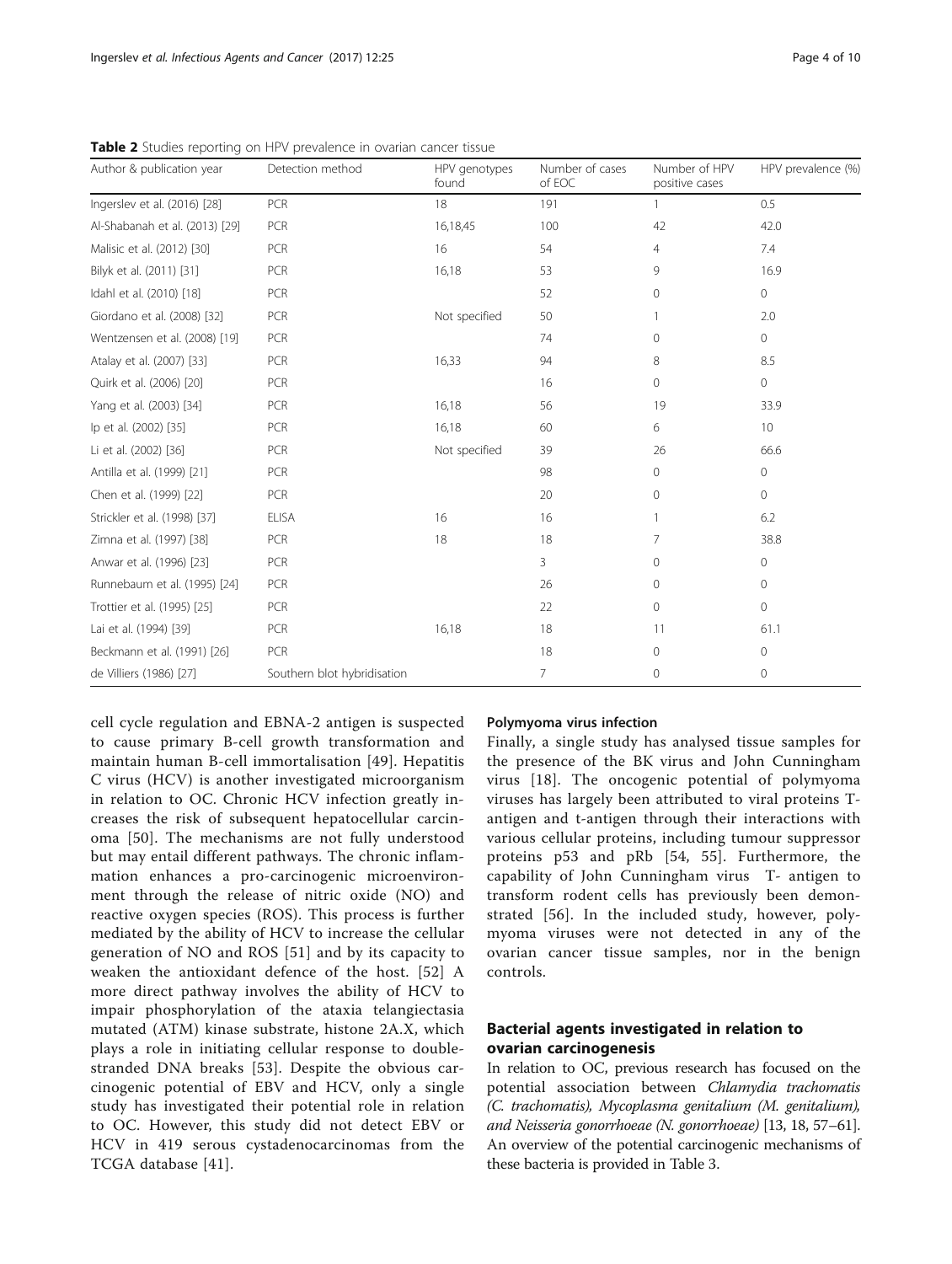**Table 2** Studies reporting on HPV prevalence in ovarian cancer tissue

| Author & publication year | Detection method | HPV genotypes found | Number of cases of EOC | Number of HPV positive cases | HPV prevalence (%) |
|---|---|---|---|---|---|
| Ingerslev et al. (2016) [28] | PCR | 18 | 191 | 1 | 0.5 |
| Al-Shabanah et al. (2013) [29] | PCR | 16,18,45 | 100 | 42 | 42.0 |
| Malisic et al. (2012) [30] | PCR | 16 | 54 | 4 | 7.4 |
| Bilyk et al. (2011) [31] | PCR | 16,18 | 53 | 9 | 16.9 |
| Idahl et al. (2010) [18] | PCR | | 52 | 0 | 0 |
| Giordano et al. (2008) [32] | PCR | Not specified | 50 | 1 | 2.0 |
| Wentzensen et al. (2008) [19] | PCR | | 74 | 0 | 0 |
| Atalay et al. (2007) [33] | PCR | 16,33 | 94 | 8 | 8.5 |
| Quirk et al. (2006) [20] | PCR | | 16 | 0 | 0 |
| Yang et al. (2003) [34] | PCR | 16,18 | 56 | 19 | 33.9 |
| Ip et al. (2002) [35] | PCR | 16,18 | 60 | 6 | 10 |
| Li et al. (2002) [36] | PCR | Not specified | 39 | 26 | 66.6 |
| Antilla et al. (1999) [21] | PCR | | 98 | 0 | 0 |
| Chen et al. (1999) [22] | PCR | | 20 | 0 | 0 |
| Strickler et al. (1998) [37] | ELISA | 16 | 16 | 1 | 6.2 |
| Zimna et al. (1997) [38] | PCR | 18 | 18 | 7 | 38.8 |
| Anwar et al. (1996) [23] | PCR | | 3 | 0 | 0 |
| Runnebaum et al. (1995) [24] | PCR | | 26 | 0 | 0 |
| Trottier et al. (1995) [25] | PCR | | 22 | 0 | 0 |
| Lai et al. (1994) [39] | PCR | 16,18 | 18 | 11 | 61.1 |
| Beckmann et al. (1991) [26] | PCR | | 18 | 0 | 0 |
| de Villiers (1986) [27] | Southern blot hybridisation | | 7 | 0 | 0 |

cell cycle regulation and EBNA-2 antigen is suspected to cause primary B-cell growth transformation and maintain human B-cell immortalisation [49]. Hepatitis C virus (HCV) is another investigated microorganism in relation to OC. Chronic HCV infection greatly increases the risk of subsequent hepatocellular carcinoma [50]. The mechanisms are not fully understood but may entail different pathways. The chronic inflammation enhances a pro-carcinogenic microenvironment through the release of nitric oxide (NO) and reactive oxygen species (ROS). This process is further mediated by the ability of HCV to increase the cellular generation of NO and ROS [51] and by its capacity to weaken the antioxidant defence of the host. [52] A more direct pathway involves the ability of HCV to impair phosphorylation of the ataxia telangiectasia mutated (ATM) kinase substrate, histone 2A.X, which plays a role in initiating cellular response to double-stranded DNA breaks [53]. Despite the obvious carcinogenic potential of EBV and HCV, only a single study has investigated their potential role in relation to OC. However, this study did not detect EBV or HCV in 419 serous cystadenocarcinomas from the TCGA database [41].

#### Polymyoma virus infection

Finally, a single study has analysed tissue samples for the presence of the BK virus and John Cunningham virus [18]. The oncogenic potential of polymyoma viruses has largely been attributed to viral proteins T-antigen and t-antigen through their interactions with various cellular proteins, including tumour suppressor proteins p53 and pRb [54, 55]. Furthermore, the capability of John Cunningham virus T- antigen to transform rodent cells has previously been demonstrated [56]. In the included study, however, polymyoma viruses were not detected in any of the ovarian cancer tissue samples, nor in the benign controls.

### Bacterial agents investigated in relation to ovarian carcinogenesis

In relation to OC, previous research has focused on the potential association between *Chlamydia trachomatis (C. trachomatis), Mycoplasma genitalium (M. genitalium),* and *Neisseria gonorrhoeae (N. gonorrhoeae)* [13, 18, 57–61]. An overview of the potential carcinogenic mechanisms of these bacteria is provided in Table 3.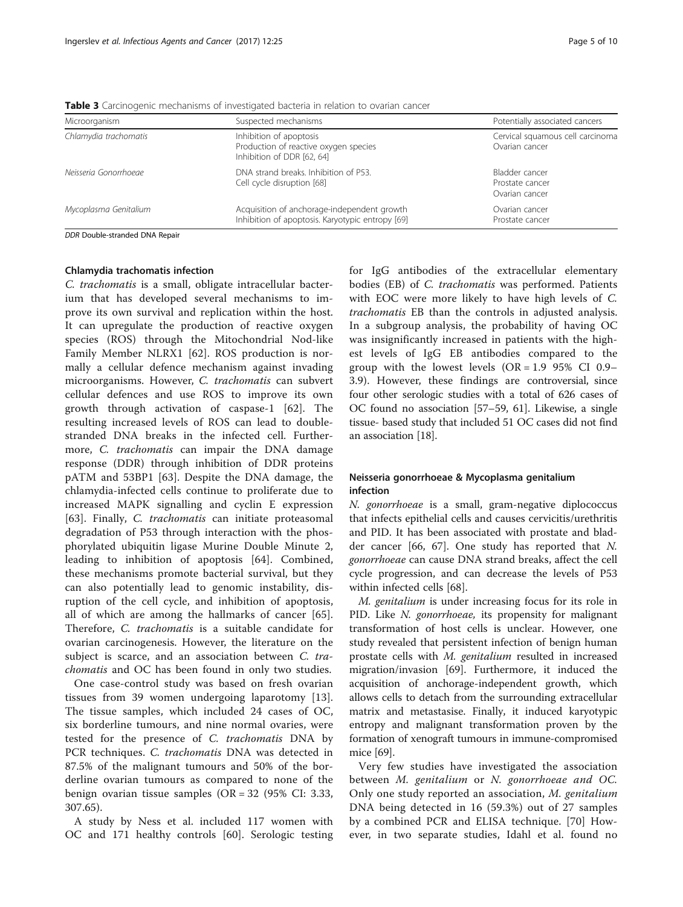**Table 3** Carcinogenic mechanisms of investigated bacteria in relation to ovarian cancer

| Microorganism | Suspected mechanisms | Potentially associated cancers |
|---|---|---|
| *Chlamydia trachomatis* | Inhibition of apoptosis<br>Production of reactive oxygen species<br>Inhibition of DDR [62, 64] | Cervical squamous cell carcinoma<br>Ovarian cancer |
| *Neisseria Gonorrhoeae* | DNA strand breaks. Inhibition of P53.<br>Cell cycle disruption [68] | Bladder cancer<br>Prostate cancer<br>Ovarian cancer |
| *Mycoplasma Genitalium* | Acquisition of anchorage-independent growth<br>Inhibition of apoptosis. Karyotypic entropy [69] | Ovarian cancer<br>Prostate cancer |

*DDR* Double-stranded DNA Repair

### Chlamydia trachomatis infection

*C. trachomatis* is a small, obligate intracellular bacterium that has developed several mechanisms to improve its own survival and replication within the host. It can upregulate the production of reactive oxygen species (ROS) through the Mitochondrial Nod-like Family Member NLRX1 [62]. ROS production is normally a cellular defence mechanism against invading microorganisms. However, *C. trachomatis* can subvert cellular defences and use ROS to improve its own growth through activation of caspase-1 [62]. The resulting increased levels of ROS can lead to double-stranded DNA breaks in the infected cell. Furthermore, *C. trachomatis* can impair the DNA damage response (DDR) through inhibition of DDR proteins pATM and 53BP1 [63]. Despite the DNA damage, the chlamydia-infected cells continue to proliferate due to increased MAPK signalling and cyclin E expression [63]. Finally, *C. trachomatis* can initiate proteasomal degradation of P53 through interaction with the phosphorylated ubiquitin ligase Murine Double Minute 2, leading to inhibition of apoptosis [64]. Combined, these mechanisms promote bacterial survival, but they can also potentially lead to genomic instability, disruption of the cell cycle, and inhibition of apoptosis, all of which are among the hallmarks of cancer [65]. Therefore, *C. trachomatis* is a suitable candidate for ovarian carcinogenesis. However, the literature on the subject is scarce, and an association between *C. trachomatis* and OC has been found in only two studies.

One case-control study was based on fresh ovarian tissues from 39 women undergoing laparotomy [13]. The tissue samples, which included 24 cases of OC, six borderline tumours, and nine normal ovaries, were tested for the presence of *C. trachomatis* DNA by PCR techniques. *C. trachomatis* DNA was detected in 87.5% of the malignant tumours and 50% of the borderline ovarian tumours as compared to none of the benign ovarian tissue samples (OR = 32 (95% CI: 3.33, 307.65).

A study by Ness et al. included 117 women with OC and 171 healthy controls [60]. Serologic testing for IgG antibodies of the extracellular elementary bodies (EB) of *C. trachomatis* was performed. Patients with EOC were more likely to have high levels of *C. trachomatis* EB than the controls in adjusted analysis. In a subgroup analysis, the probability of having OC was insignificantly increased in patients with the highest levels of IgG EB antibodies compared to the group with the lowest levels (OR = 1.9 95% CI 0.9–3.9). However, these findings are controversial, since four other serologic studies with a total of 626 cases of OC found no association [57–59, 61]. Likewise, a single tissue- based study that included 51 OC cases did not find an association [18].

### Neisseria gonorrhoeae & Mycoplasma genitalium infection

*N. gonorrhoeae* is a small, gram-negative diplococcus that infects epithelial cells and causes cervicitis/urethritis and PID. It has been associated with prostate and bladder cancer [66, 67]. One study has reported that *N. gonorrhoeae* can cause DNA strand breaks, affect the cell cycle progression, and can decrease the levels of P53 within infected cells [68].

*M. genitalium* is under increasing focus for its role in PID. Like *N. gonorrhoeae,* its propensity for malignant transformation of host cells is unclear. However, one study revealed that persistent infection of benign human prostate cells with *M. genitalium* resulted in increased migration/invasion [69]. Furthermore, it induced the acquisition of anchorage-independent growth, which allows cells to detach from the surrounding extracellular matrix and metastasise. Finally, it induced karyotypic entropy and malignant transformation proven by the formation of xenograft tumours in immune-compromised mice [69].

Very few studies have investigated the association between *M. genitalium* or *N. gonorrhoeae and OC.* Only one study reported an association, *M. genitalium* DNA being detected in 16 (59.3%) out of 27 samples by a combined PCR and ELISA technique. [70] However, in two separate studies, Idahl et al. found no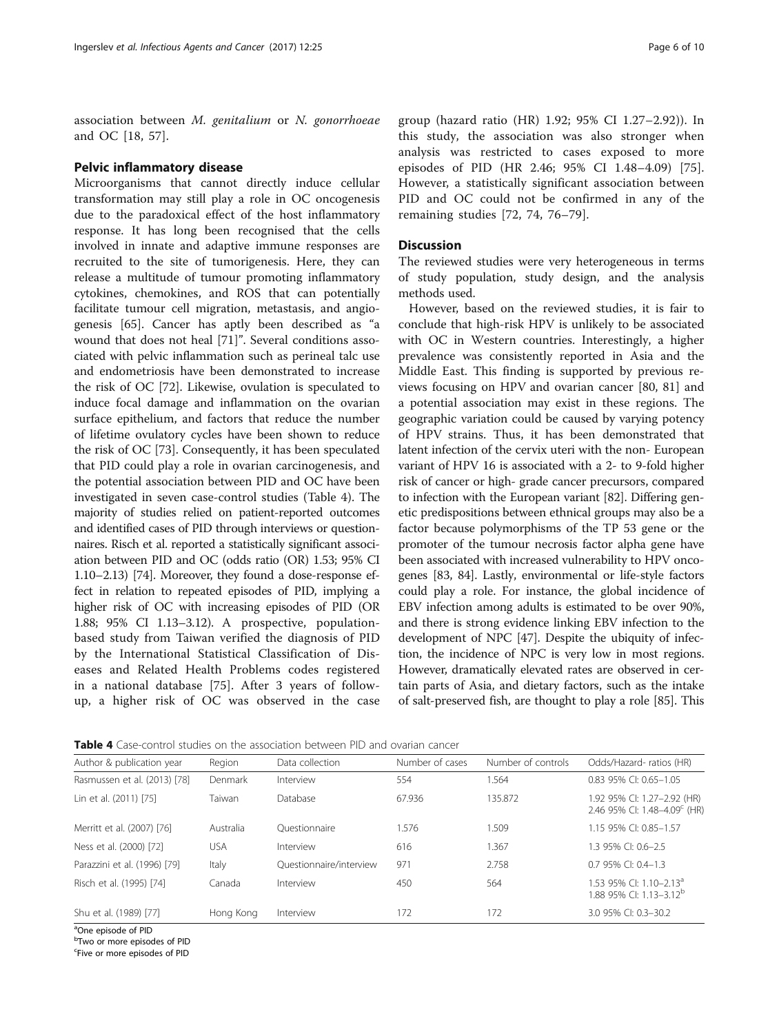association between *M. genitalium* or *N. gonorrhoeae* and OC [18, 57].

## Pelvic inflammatory disease

Microorganisms that cannot directly induce cellular transformation may still play a role in OC oncogenesis due to the paradoxical effect of the host inflammatory response. It has long been recognised that the cells involved in innate and adaptive immune responses are recruited to the site of tumorigenesis. Here, they can release a multitude of tumour promoting inflammatory cytokines, chemokines, and ROS that can potentially facilitate tumour cell migration, metastasis, and angiogenesis [65]. Cancer has aptly been described as "a wound that does not heal [71]". Several conditions associated with pelvic inflammation such as perineal talc use and endometriosis have been demonstrated to increase the risk of OC [72]. Likewise, ovulation is speculated to induce focal damage and inflammation on the ovarian surface epithelium, and factors that reduce the number of lifetime ovulatory cycles have been shown to reduce the risk of OC [73]. Consequently, it has been speculated that PID could play a role in ovarian carcinogenesis, and the potential association between PID and OC have been investigated in seven case-control studies (Table 4). The majority of studies relied on patient-reported outcomes and identified cases of PID through interviews or questionnaires. Risch et al. reported a statistically significant association between PID and OC (odds ratio (OR) 1.53; 95% CI 1.10–2.13) [74]. Moreover, they found a dose-response effect in relation to repeated episodes of PID, implying a higher risk of OC with increasing episodes of PID (OR 1.88; 95% CI 1.13–3.12). A prospective, population-based study from Taiwan verified the diagnosis of PID by the International Statistical Classification of Diseases and Related Health Problems codes registered in a national database [75]. After 3 years of follow-up, a higher risk of OC was observed in the case group (hazard ratio (HR) 1.92; 95% CI 1.27–2.92)). In this study, the association was also stronger when analysis was restricted to cases exposed to more episodes of PID (HR 2.46; 95% CI 1.48–4.09) [75]. However, a statistically significant association between PID and OC could not be confirmed in any of the remaining studies [72, 74, 76–79].

## Discussion

The reviewed studies were very heterogeneous in terms of study population, study design, and the analysis methods used.

However, based on the reviewed studies, it is fair to conclude that high-risk HPV is unlikely to be associated with OC in Western countries. Interestingly, a higher prevalence was consistently reported in Asia and the Middle East. This finding is supported by previous reviews focusing on HPV and ovarian cancer [80, 81] and a potential association may exist in these regions. The geographic variation could be caused by varying potency of HPV strains. Thus, it has been demonstrated that latent infection of the cervix uteri with the non- European variant of HPV 16 is associated with a 2- to 9-fold higher risk of cancer or high- grade cancer precursors, compared to infection with the European variant [82]. Differing genetic predispositions between ethnical groups may also be a factor because polymorphisms of the TP 53 gene or the promoter of the tumour necrosis factor alpha gene have been associated with increased vulnerability to HPV oncogenes [83, 84]. Lastly, environmental or life-style factors could play a role. For instance, the global incidence of EBV infection among adults is estimated to be over 90%, and there is strong evidence linking EBV infection to the development of NPC [47]. Despite the ubiquity of infection, the incidence of NPC is very low in most regions. However, dramatically elevated rates are observed in certain parts of Asia, and dietary factors, such as the intake of salt-preserved fish, are thought to play a role [85]. This

**Table 4** Case-control studies on the association between PID and ovarian cancer

| Author & publication year | Region | Data collection | Number of cases | Number of controls | Odds/Hazard- ratios (HR) |
|---|---|---|---|---|---|
| Rasmussen et al. (2013) [78] | Denmark | Interview | 554 | 1.564 | 0.83 95% CI: 0.65–1.05 |
| Lin et al. (2011) [75] | Taiwan | Database | 67.936 | 135.872 | 1.92 95% CI: 1.27–2.92 (HR)<br>2.46 95% CI: 1.48–4.09[c] (HR) |
| Merritt et al. (2007) [76] | Australia | Questionnaire | 1.576 | 1.509 | 1.15 95% CI: 0.85–1.57 |
| Ness et al. (2000) [72] | USA | Interview | 616 | 1.367 | 1.3 95% CI: 0.6–2.5 |
| Parazzini et al. (1996) [79] | Italy | Questionnaire/interview | 971 | 2.758 | 0.7 95% CI: 0.4–1.3 |
| Risch et al. (1995) [74] | Canada | Interview | 450 | 564 | 1.53 95% CI: 1.10–2.13[a]<br>1.88 95% CI: 1.13–3.12[b] |
| Shu et al. (1989) [77] | Hong Kong | Interview | 172 | 172 | 3.0 95% CI: 0.3–30.2 |

[a]One episode of PID
[b]Two or more episodes of PID
[c]Five or more episodes of PID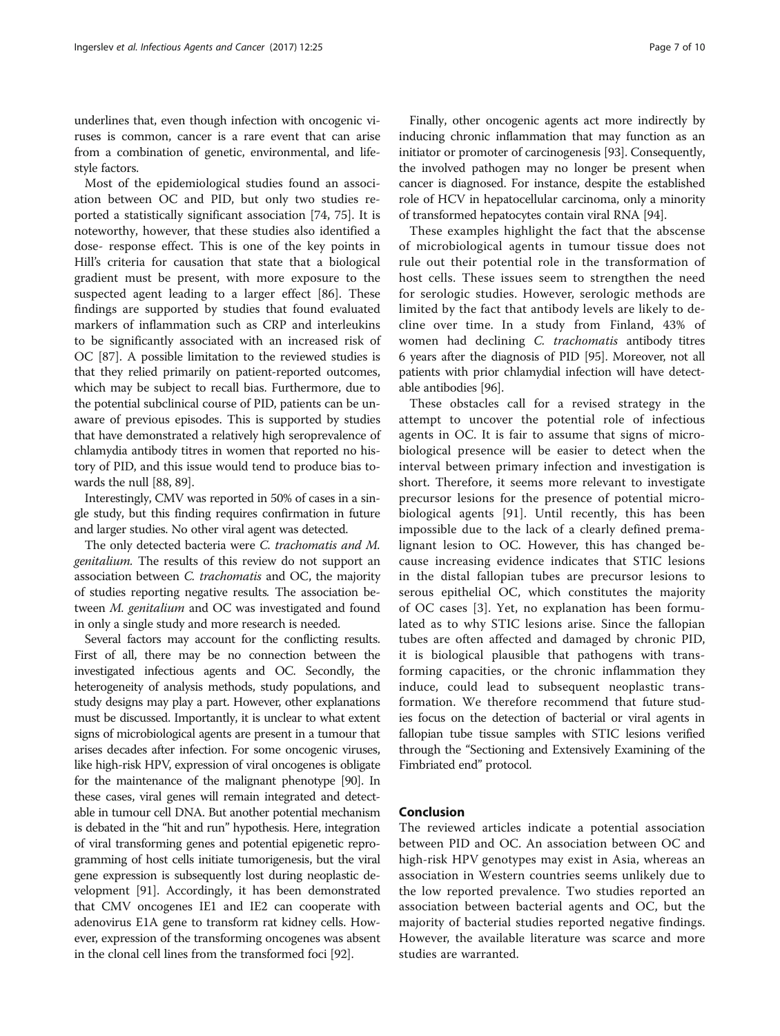underlines that, even though infection with oncogenic viruses is common, cancer is a rare event that can arise from a combination of genetic, environmental, and lifestyle factors.

Most of the epidemiological studies found an association between OC and PID, but only two studies reported a statistically significant association [74, 75]. It is noteworthy, however, that these studies also identified a dose- response effect. This is one of the key points in Hill's criteria for causation that state that a biological gradient must be present, with more exposure to the suspected agent leading to a larger effect [86]. These findings are supported by studies that found evaluated markers of inflammation such as CRP and interleukins to be significantly associated with an increased risk of OC [87]. A possible limitation to the reviewed studies is that they relied primarily on patient-reported outcomes, which may be subject to recall bias. Furthermore, due to the potential subclinical course of PID, patients can be unaware of previous episodes. This is supported by studies that have demonstrated a relatively high seroprevalence of chlamydia antibody titres in women that reported no history of PID, and this issue would tend to produce bias towards the null [88, 89].

Interestingly, CMV was reported in 50% of cases in a single study, but this finding requires confirmation in future and larger studies. No other viral agent was detected.

The only detected bacteria were *C. trachomatis and M. genitalium.* The results of this review do not support an association between *C. trachomatis* and OC, the majority of studies reporting negative results*.* The association between *M. genitalium* and OC was investigated and found in only a single study and more research is needed.

Several factors may account for the conflicting results. First of all, there may be no connection between the investigated infectious agents and OC. Secondly, the heterogeneity of analysis methods, study populations, and study designs may play a part. However, other explanations must be discussed. Importantly, it is unclear to what extent signs of microbiological agents are present in a tumour that arises decades after infection. For some oncogenic viruses, like high-risk HPV, expression of viral oncogenes is obligate for the maintenance of the malignant phenotype [90]. In these cases, viral genes will remain integrated and detectable in tumour cell DNA. But another potential mechanism is debated in the "hit and run" hypothesis. Here, integration of viral transforming genes and potential epigenetic reprogramming of host cells initiate tumorigenesis, but the viral gene expression is subsequently lost during neoplastic development [91]. Accordingly, it has been demonstrated that CMV oncogenes IE1 and IE2 can cooperate with adenovirus E1A gene to transform rat kidney cells. However, expression of the transforming oncogenes was absent in the clonal cell lines from the transformed foci [92].

Finally, other oncogenic agents act more indirectly by inducing chronic inflammation that may function as an initiator or promoter of carcinogenesis [93]. Consequently, the involved pathogen may no longer be present when cancer is diagnosed. For instance, despite the established role of HCV in hepatocellular carcinoma, only a minority of transformed hepatocytes contain viral RNA [94].

These examples highlight the fact that the abscense of microbiological agents in tumour tissue does not rule out their potential role in the transformation of host cells. These issues seem to strengthen the need for serologic studies. However, serologic methods are limited by the fact that antibody levels are likely to decline over time. In a study from Finland, 43% of women had declining *C. trachomatis* antibody titres 6 years after the diagnosis of PID [95]. Moreover, not all patients with prior chlamydial infection will have detectable antibodies [96].

These obstacles call for a revised strategy in the attempt to uncover the potential role of infectious agents in OC. It is fair to assume that signs of microbiological presence will be easier to detect when the interval between primary infection and investigation is short. Therefore, it seems more relevant to investigate precursor lesions for the presence of potential microbiological agents [91]. Until recently, this has been impossible due to the lack of a clearly defined premalignant lesion to OC. However, this has changed because increasing evidence indicates that STIC lesions in the distal fallopian tubes are precursor lesions to serous epithelial OC, which constitutes the majority of OC cases [3]. Yet, no explanation has been formulated as to why STIC lesions arise. Since the fallopian tubes are often affected and damaged by chronic PID, it is biological plausible that pathogens with transforming capacities, or the chronic inflammation they induce, could lead to subsequent neoplastic transformation. We therefore recommend that future studies focus on the detection of bacterial or viral agents in fallopian tube tissue samples with STIC lesions verified through the "Sectioning and Extensively Examining of the Fimbriated end" protocol.

## Conclusion

The reviewed articles indicate a potential association between PID and OC. An association between OC and high-risk HPV genotypes may exist in Asia, whereas an association in Western countries seems unlikely due to the low reported prevalence. Two studies reported an association between bacterial agents and OC, but the majority of bacterial studies reported negative findings. However, the available literature was scarce and more studies are warranted.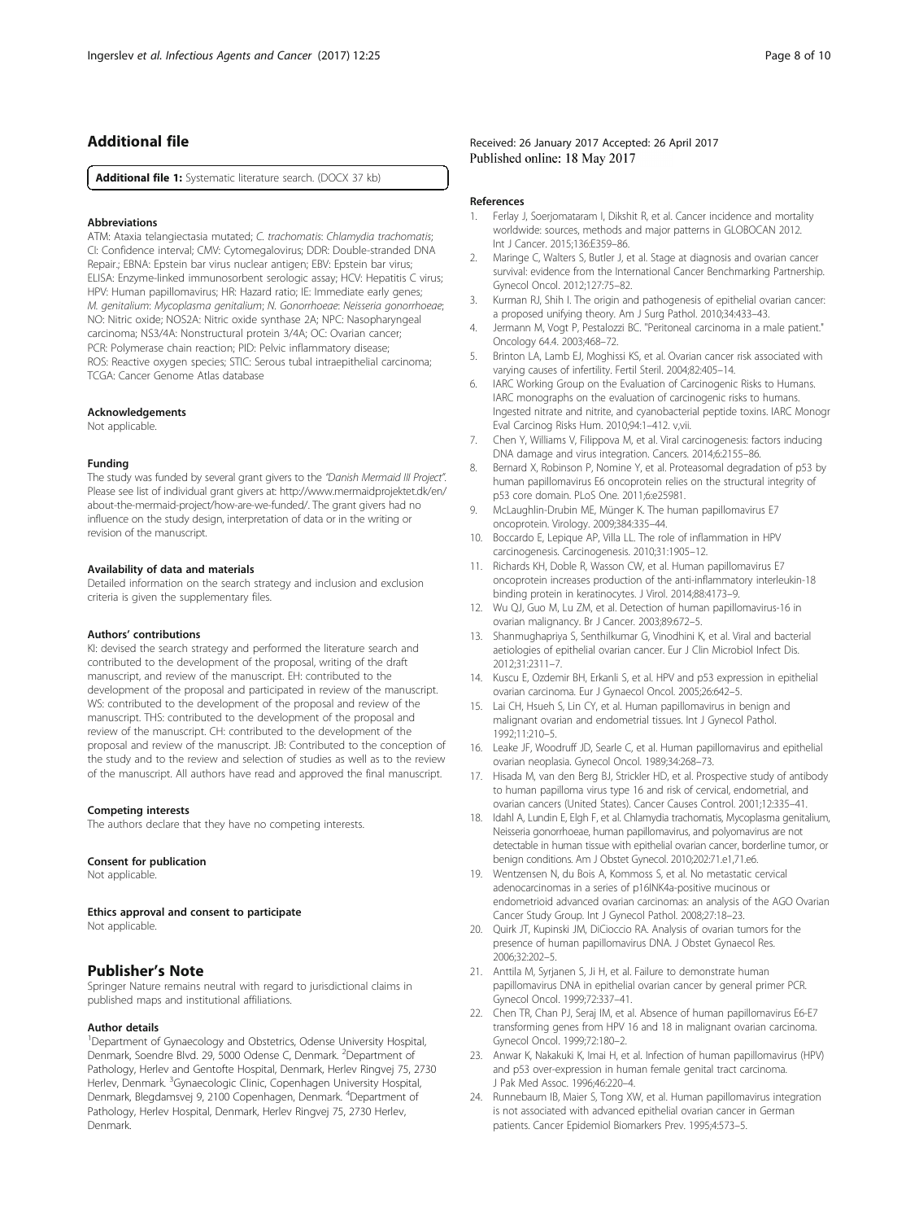## Additional file

**Additional file 1:** Systematic literature search. (DOCX 37 kb)

#### Abbreviations

ATM: Ataxia telangiectasia mutated; *C. trachomatis*: *Chlamydia trachomatis*; CI: Confidence interval; CMV: Cytomegalovirus; DDR: Double-stranded DNA Repair.; EBNA: Epstein bar virus nuclear antigen; EBV: Epstein bar virus; ELISA: Enzyme-linked immunosorbent serologic assay; HCV: Hepatitis C virus; HPV: Human papillomavirus; HR: Hazard ratio; IE: Immediate early genes; *M. genitalium*: *Mycoplasma genitalium*; *N. Gonorrhoeae*: *Neisseria gonorrhoeae*; NO: Nitric oxide; NOS2A: Nitric oxide synthase 2A; NPC: Nasopharyngeal carcinoma; NS3/4A: Nonstructural protein 3/4A; OC: Ovarian cancer; PCR: Polymerase chain reaction; PID: Pelvic inflammatory disease; ROS: Reactive oxygen species; STIC: Serous tubal intraepithelial carcinoma; TCGA: Cancer Genome Atlas database

#### Acknowledgements

Not applicable.

#### Funding

The study was funded by several grant givers to the *"Danish Mermaid III Project"*. Please see list of individual grant givers at: http://www.mermaidprojektet.dk/en/about-the-mermaid-project/how-are-we-funded/. The grant givers had no influence on the study design, interpretation of data or in the writing or revision of the manuscript.

#### Availability of data and materials

Detailed information on the search strategy and inclusion and exclusion criteria is given the supplementary files.

#### Authors' contributions

KI: devised the search strategy and performed the literature search and contributed to the development of the proposal, writing of the draft manuscript, and review of the manuscript. EH: contributed to the development of the proposal and participated in review of the manuscript. WS: contributed to the development of the proposal and review of the manuscript. THS: contributed to the development of the proposal and review of the manuscript. CH: contributed to the development of the proposal and review of the manuscript. JB: Contributed to the conception of the study and to the review and selection of studies as well as to the review of the manuscript. All authors have read and approved the final manuscript.

#### Competing interests

The authors declare that they have no competing interests.

#### Consent for publication

Not applicable.

#### Ethics approval and consent to participate

Not applicable.

## Publisher's Note

Springer Nature remains neutral with regard to jurisdictional claims in published maps and institutional affiliations.

#### Author details

[1]Department of Gynaecology and Obstetrics, Odense University Hospital, Denmark, Soendre Blvd. 29, 5000 Odense C, Denmark. [2]Department of Pathology, Herlev and Gentofte Hospital, Denmark, Herlev Ringvej 75, 2730 Herlev, Denmark. [3]Gynaecologic Clinic, Copenhagen University Hospital, Denmark, Blegdamsvej 9, 2100 Copenhagen, Denmark. [4]Department of Pathology, Herlev Hospital, Denmark, Herlev Ringvej 75, 2730 Herlev, Denmark.

Received: 26 January 2017 Accepted: 26 April 2017
Published online: 18 May 2017

#### References

1. Ferlay J, Soerjomataram I, Dikshit R, et al. Cancer incidence and mortality worldwide: sources, methods and major patterns in GLOBOCAN 2012. Int J Cancer. 2015;136:E359–86.
2. Maringe C, Walters S, Butler J, et al. Stage at diagnosis and ovarian cancer survival: evidence from the International Cancer Benchmarking Partnership. Gynecol Oncol. 2012;127:75–82.
3. Kurman RJ, Shih I. The origin and pathogenesis of epithelial ovarian cancer: a proposed unifying theory. Am J Surg Pathol. 2010;34:433–43.
4. Jermann M, Vogt P, Pestalozzi BC. "Peritoneal carcinoma in a male patient." Oncology 64.4. 2003;468–72.
5. Brinton LA, Lamb EJ, Moghissi KS, et al. Ovarian cancer risk associated with varying causes of infertility. Fertil Steril. 2004;82:405–14.
6. IARC Working Group on the Evaluation of Carcinogenic Risks to Humans. IARC monographs on the evaluation of carcinogenic risks to humans. Ingested nitrate and nitrite, and cyanobacterial peptide toxins. IARC Monogr Eval Carcinog Risks Hum. 2010;94:1–412. v,vii.
7. Chen Y, Williams V, Filippova M, et al. Viral carcinogenesis: factors inducing DNA damage and virus integration. Cancers. 2014;6:2155–86.
8. Bernard X, Robinson P, Nomine Y, et al. Proteasomal degradation of p53 by human papillomavirus E6 oncoprotein relies on the structural integrity of p53 core domain. PLoS One. 2011;6:e25981.
9. McLaughlin-Drubin ME, Münger K. The human papillomavirus E7 oncoprotein. Virology. 2009;384:335–44.
10. Boccardo E, Lepique AP, Villa LL. The role of inflammation in HPV carcinogenesis. Carcinogenesis. 2010;31:1905–12.
11. Richards KH, Doble R, Wasson CW, et al. Human papillomavirus E7 oncoprotein increases production of the anti-inflammatory interleukin-18 binding protein in keratinocytes. J Virol. 2014;88:4173–9.
12. Wu QJ, Guo M, Lu ZM, et al. Detection of human papillomavirus-16 in ovarian malignancy. Br J Cancer. 2003;89:672–5.
13. Shanmughapriya S, Senthilkumar G, Vinodhini K, et al. Viral and bacterial aetiologies of epithelial ovarian cancer. Eur J Clin Microbiol Infect Dis. 2012;31:2311–7.
14. Kuscu E, Ozdemir BH, Erkanli S, et al. HPV and p53 expression in epithelial ovarian carcinoma. Eur J Gynaecol Oncol. 2005;26:642–5.
15. Lai CH, Hsueh S, Lin CY, et al. Human papillomavirus in benign and malignant ovarian and endometrial tissues. Int J Gynecol Pathol. 1992;11:210–5.
16. Leake JF, Woodruff JD, Searle C, et al. Human papillomavirus and epithelial ovarian neoplasia. Gynecol Oncol. 1989;34:268–73.
17. Hisada M, van den Berg BJ, Strickler HD, et al. Prospective study of antibody to human papilloma virus type 16 and risk of cervical, endometrial, and ovarian cancers (United States). Cancer Causes Control. 2001;12:335–41.
18. Idahl A, Lundin E, Elgh F, et al. Chlamydia trachomatis, Mycoplasma genitalium, Neisseria gonorrhoeae, human papillomavirus, and polyomavirus are not detectable in human tissue with epithelial ovarian cancer, borderline tumor, or benign conditions. Am J Obstet Gynecol. 2010;202:71.e1,71.e6.
19. Wentzensen N, du Bois A, Kommoss S, et al. No metastatic cervical adenocarcinomas in a series of p16INK4a-positive mucinous or endometrioid advanced ovarian carcinomas: an analysis of the AGO Ovarian Cancer Study Group. Int J Gynecol Pathol. 2008;27:18–23.
20. Quirk JT, Kupinski JM, DiCioccio RA. Analysis of ovarian tumors for the presence of human papillomavirus DNA. J Obstet Gynaecol Res. 2006;32:202–5.
21. Anttila M, Syrjanen S, Ji H, et al. Failure to demonstrate human papillomavirus DNA in epithelial ovarian cancer by general primer PCR. Gynecol Oncol. 1999;72:337–41.
22. Chen TR, Chan PJ, Seraj IM, et al. Absence of human papillomavirus E6-E7 transforming genes from HPV 16 and 18 in malignant ovarian carcinoma. Gynecol Oncol. 1999;72:180–2.
23. Anwar K, Nakakuki K, Imai H, et al. Infection of human papillomavirus (HPV) and p53 over-expression in human female genital tract carcinoma. J Pak Med Assoc. 1996;46:220–4.
24. Runnebaum IB, Maier S, Tong XW, et al. Human papillomavirus integration is not associated with advanced epithelial ovarian cancer in German patients. Cancer Epidemiol Biomarkers Prev. 1995;4:573–5.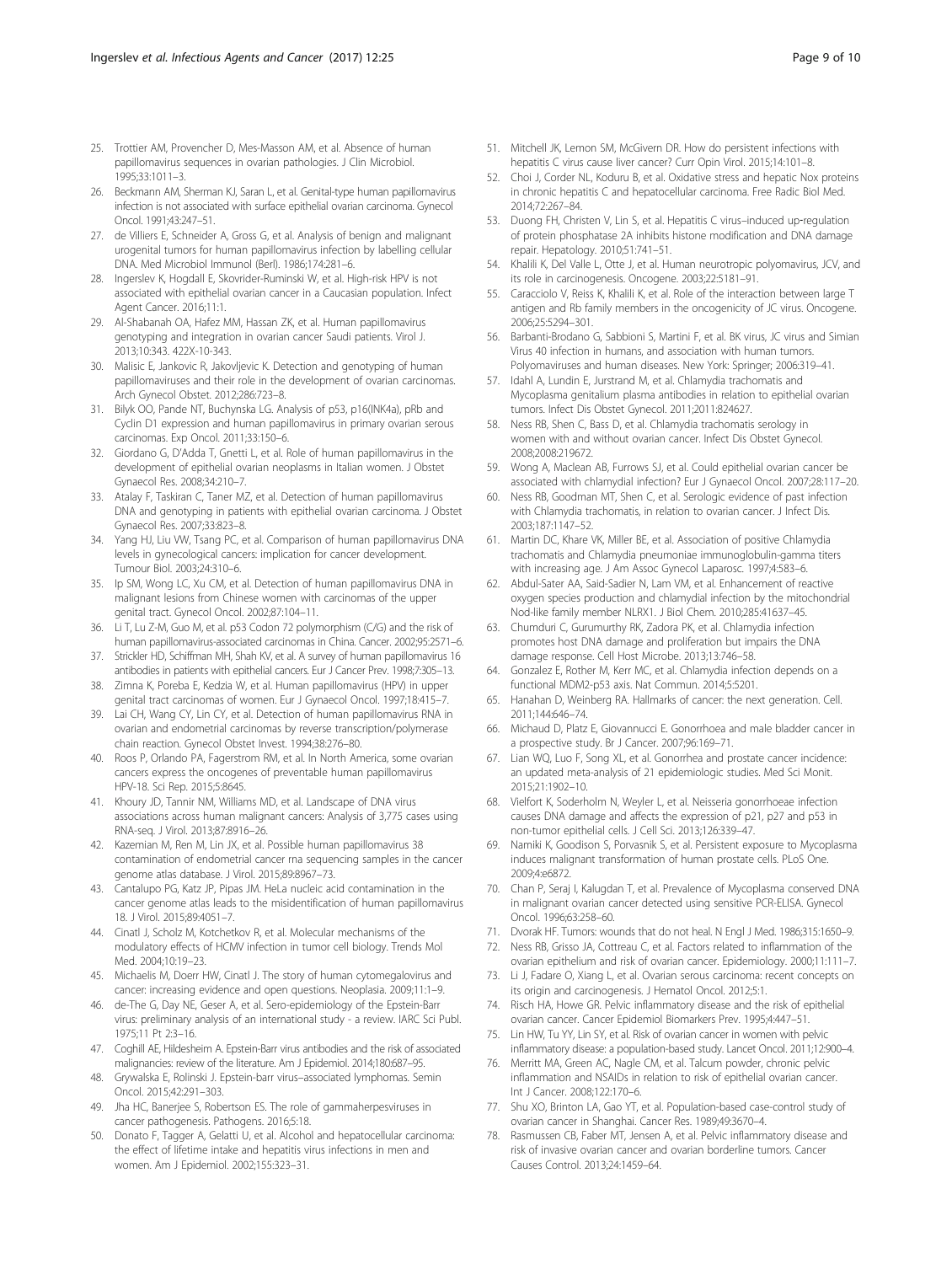25. Trottier AM, Provencher D, Mes-Masson AM, et al. Absence of human papillomavirus sequences in ovarian pathologies. J Clin Microbiol. 1995;33:1011–3.
26. Beckmann AM, Sherman KJ, Saran L, et al. Genital-type human papillomavirus infection is not associated with surface epithelial ovarian carcinoma. Gynecol Oncol. 1991;43:247–51.
27. de Villiers E, Schneider A, Gross G, et al. Analysis of benign and malignant urogenital tumors for human papillomavirus infection by labelling cellular DNA. Med Microbiol Immunol (Berl). 1986;174:281–6.
28. Ingerslev K, Hogdall E, Skovrider-Ruminski W, et al. High-risk HPV is not associated with epithelial ovarian cancer in a Caucasian population. Infect Agent Cancer. 2016;11:1.
29. Al-Shabanah OA, Hafez MM, Hassan ZK, et al. Human papillomavirus genotyping and integration in ovarian cancer Saudi patients. Virol J. 2013;10:343. 422X-10-343.
30. Malisic E, Jankovic R, Jakovljevic K. Detection and genotyping of human papillomaviruses and their role in the development of ovarian carcinomas. Arch Gynecol Obstet. 2012;286:723–8.
31. Bilyk OO, Pande NT, Buchynska LG. Analysis of p53, p16(INK4a), pRb and Cyclin D1 expression and human papillomavirus in primary ovarian serous carcinomas. Exp Oncol. 2011;33:150–6.
32. Giordano G, D'Adda T, Gnetti L, et al. Role of human papillomavirus in the development of epithelial ovarian neoplasms in Italian women. J Obstet Gynaecol Res. 2008;34:210–7.
33. Atalay F, Taskiran C, Taner MZ, et al. Detection of human papillomavirus DNA and genotyping in patients with epithelial ovarian carcinoma. J Obstet Gynaecol Res. 2007;33:823–8.
34. Yang HJ, Liu VW, Tsang PC, et al. Comparison of human papillomavirus DNA levels in gynecological cancers: implication for cancer development. Tumour Biol. 2003;24:310–6.
35. Ip SM, Wong LC, Xu CM, et al. Detection of human papillomavirus DNA in malignant lesions from Chinese women with carcinomas of the upper genital tract. Gynecol Oncol. 2002;87:104–11.
36. Li T, Lu Z-M, Guo M, et al. p53 Codon 72 polymorphism (C/G) and the risk of human papillomavirus-associated carcinomas in China. Cancer. 2002;95:2571–6.
37. Strickler HD, Schiffman MH, Shah KV, et al. A survey of human papillomavirus 16 antibodies in patients with epithelial cancers. Eur J Cancer Prev. 1998;7:305–13.
38. Zimna K, Poreba E, Kedzia W, et al. Human papillomavirus (HPV) in upper genital tract carcinomas of women. Eur J Gynaecol Oncol. 1997;18:415–7.
39. Lai CH, Wang CY, Lin CY, et al. Detection of human papillomavirus RNA in ovarian and endometrial carcinomas by reverse transcription/polymerase chain reaction. Gynecol Obstet Invest. 1994;38:276–80.
40. Roos P, Orlando PA, Fagerstrom RM, et al. In North America, some ovarian cancers express the oncogenes of preventable human papillomavirus HPV-18. Sci Rep. 2015;5:8645.
41. Khoury JD, Tannir NM, Williams MD, et al. Landscape of DNA virus associations across human malignant cancers: Analysis of 3,775 cases using RNA-seq. J Virol. 2013;87:8916–26.
42. Kazemian M, Ren M, Lin JX, et al. Possible human papillomavirus 38 contamination of endometrial cancer rna sequencing samples in the cancer genome atlas database. J Virol. 2015;89:8967–73.
43. Cantalupo PG, Katz JP, Pipas JM. HeLa nucleic acid contamination in the cancer genome atlas leads to the misidentification of human papillomavirus 18. J Virol. 2015;89:4051–7.
44. Cinatl J, Scholz M, Kotchetkov R, et al. Molecular mechanisms of the modulatory effects of HCMV infection in tumor cell biology. Trends Mol Med. 2004;10:19–23.
45. Michaelis M, Doerr HW, Cinatl J. The story of human cytomegalovirus and cancer: increasing evidence and open questions. Neoplasia. 2009;11:1–9.
46. de-The G, Day NE, Geser A, et al. Sero-epidemiology of the Epstein-Barr virus: preliminary analysis of an international study - a review. IARC Sci Publ. 1975;11 Pt 2:3–16.
47. Coghill AE, Hildesheim A. Epstein-Barr virus antibodies and the risk of associated malignancies: review of the literature. Am J Epidemiol. 2014;180:687–95.
48. Grywalska E, Rolinski J. Epstein-barr virus–associated lymphomas. Semin Oncol. 2015;42:291–303.
49. Jha HC, Banerjee S, Robertson ES. The role of gammaherpesviruses in cancer pathogenesis. Pathogens. 2016;5:18.
50. Donato F, Tagger A, Gelatti U, et al. Alcohol and hepatocellular carcinoma: the effect of lifetime intake and hepatitis virus infections in men and women. Am J Epidemiol. 2002;155:323–31.
51. Mitchell JK, Lemon SM, McGivern DR. How do persistent infections with hepatitis C virus cause liver cancer? Curr Opin Virol. 2015;14:101–8.
52. Choi J, Corder NL, Koduru B, et al. Oxidative stress and hepatic Nox proteins in chronic hepatitis C and hepatocellular carcinoma. Free Radic Biol Med. 2014;72:267–84.
53. Duong FH, Christen V, Lin S, et al. Hepatitis C virus–induced up-regulation of protein phosphatase 2A inhibits histone modification and DNA damage repair. Hepatology. 2010;51:741–51.
54. Khalili K, Del Valle L, Otte J, et al. Human neurotropic polyomavirus, JCV, and its role in carcinogenesis. Oncogene. 2003;22:5181–91.
55. Caracciolo V, Reiss K, Khalili K, et al. Role of the interaction between large T antigen and Rb family members in the oncogenicity of JC virus. Oncogene. 2006;25:5294–301.
56. Barbanti-Brodano G, Sabbioni S, Martini F, et al. BK virus, JC virus and Simian Virus 40 infection in humans, and association with human tumors. Polyomaviruses and human diseases. New York: Springer; 2006:319–41.
57. Idahl A, Lundin E, Jurstrand M, et al. Chlamydia trachomatis and Mycoplasma genitalium plasma antibodies in relation to epithelial ovarian tumors. Infect Dis Obstet Gynecol. 2011;2011:824627.
58. Ness RB, Shen C, Bass D, et al. Chlamydia trachomatis serology in women with and without ovarian cancer. Infect Dis Obstet Gynecol. 2008;2008:219672.
59. Wong A, Maclean AB, Furrows SJ, et al. Could epithelial ovarian cancer be associated with chlamydial infection? Eur J Gynaecol Oncol. 2007;28:117–20.
60. Ness RB, Goodman MT, Shen C, et al. Serologic evidence of past infection with Chlamydia trachomatis, in relation to ovarian cancer. J Infect Dis. 2003;187:1147–52.
61. Martin DC, Khare VK, Miller BE, et al. Association of positive Chlamydia trachomatis and Chlamydia pneumoniae immunoglobulin-gamma titers with increasing age. J Am Assoc Gynecol Laparosc. 1997;4:583–6.
62. Abdul-Sater AA, Said-Sadier N, Lam VM, et al. Enhancement of reactive oxygen species production and chlamydial infection by the mitochondrial Nod-like family member NLRX1. J Biol Chem. 2010;285:41637–45.
63. Chumduri C, Gurumurthy RK, Zadora PK, et al. Chlamydia infection promotes host DNA damage and proliferation but impairs the DNA damage response. Cell Host Microbe. 2013;13:746–58.
64. Gonzalez E, Rother M, Kerr MC, et al. Chlamydia infection depends on a functional MDM2-p53 axis. Nat Commun. 2014;5:5201.
65. Hanahan D, Weinberg RA. Hallmarks of cancer: the next generation. Cell. 2011;144:646–74.
66. Michaud D, Platz E, Giovannucci E. Gonorrhoea and male bladder cancer in a prospective study. Br J Cancer. 2007;96:169–71.
67. Lian WQ, Luo F, Song XL, et al. Gonorrhea and prostate cancer incidence: an updated meta-analysis of 21 epidemiologic studies. Med Sci Monit. 2015;21:1902–10.
68. Vielfort K, Soderholm N, Weyler L, et al. Neisseria gonorrhoeae infection causes DNA damage and affects the expression of p21, p27 and p53 in non-tumor epithelial cells. J Cell Sci. 2013;126:339–47.
69. Namiki K, Goodison S, Porvasnik S, et al. Persistent exposure to Mycoplasma induces malignant transformation of human prostate cells. PLoS One. 2009;4:e6872.
70. Chan P, Seraj I, Kalugdan T, et al. Prevalence of Mycoplasma conserved DNA in malignant ovarian cancer detected using sensitive PCR-ELISA. Gynecol Oncol. 1996;63:258–60.
71. Dvorak HF. Tumors: wounds that do not heal. N Engl J Med. 1986;315:1650–9.
72. Ness RB, Grisso JA, Cottreau C, et al. Factors related to inflammation of the ovarian epithelium and risk of ovarian cancer. Epidemiology. 2000;11:111–7.
73. Li J, Fadare O, Xiang L, et al. Ovarian serous carcinoma: recent concepts on its origin and carcinogenesis. J Hematol Oncol. 2012;5:1.
74. Risch HA, Howe GR. Pelvic inflammatory disease and the risk of epithelial ovarian cancer. Cancer Epidemiol Biomarkers Prev. 1995;4:447–51.
75. Lin HW, Tu YY, Lin SY, et al. Risk of ovarian cancer in women with pelvic inflammatory disease: a population-based study. Lancet Oncol. 2011;12:900–4.
76. Merritt MA, Green AC, Nagle CM, et al. Talcum powder, chronic pelvic inflammation and NSAIDs in relation to risk of epithelial ovarian cancer. Int J Cancer. 2008;122:170–6.
77. Shu XO, Brinton LA, Gao YT, et al. Population-based case-control study of ovarian cancer in Shanghai. Cancer Res. 1989;49:3670–4.
78. Rasmussen CB, Faber MT, Jensen A, et al. Pelvic inflammatory disease and risk of invasive ovarian cancer and ovarian borderline tumors. Cancer Causes Control. 2013;24:1459–64.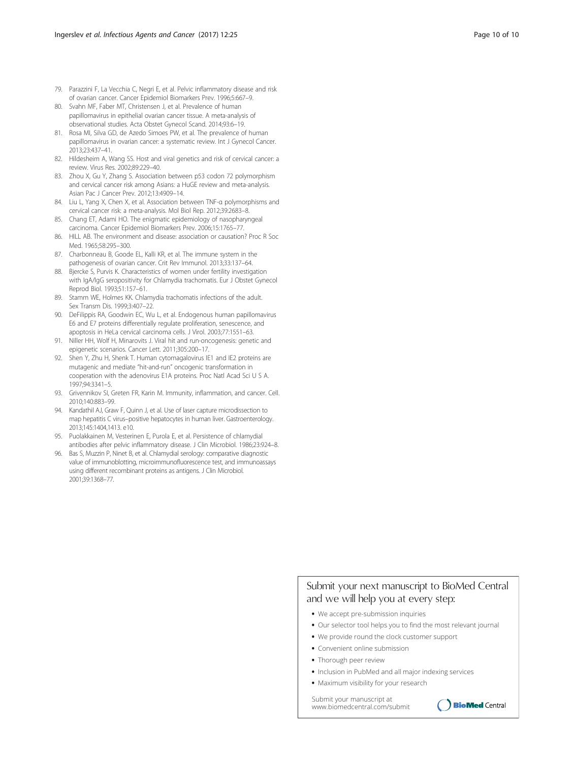79. Parazzini F, La Vecchia C, Negri E, et al. Pelvic inflammatory disease and risk of ovarian cancer. Cancer Epidemiol Biomarkers Prev. 1996;5:667–9.
80. Svahn MF, Faber MT, Christensen J, et al. Prevalence of human papillomavirus in epithelial ovarian cancer tissue. A meta-analysis of observational studies. Acta Obstet Gynecol Scand. 2014;93:6–19.
81. Rosa MI, Silva GD, de Azedo Simoes PW, et al. The prevalence of human papillomavirus in ovarian cancer: a systematic review. Int J Gynecol Cancer. 2013;23:437–41.
82. Hildesheim A, Wang SS. Host and viral genetics and risk of cervical cancer: a review. Virus Res. 2002;89:229–40.
83. Zhou X, Gu Y, Zhang S. Association between p53 codon 72 polymorphism and cervical cancer risk among Asians: a HuGE review and meta-analysis. Asian Pac J Cancer Prev. 2012;13:4909–14.
84. Liu L, Yang X, Chen X, et al. Association between TNF-α polymorphisms and cervical cancer risk: a meta-analysis. Mol Biol Rep. 2012;39:2683–8.
85. Chang ET, Adami HO. The enigmatic epidemiology of nasopharyngeal carcinoma. Cancer Epidemiol Biomarkers Prev. 2006;15:1765–77.
86. HILL AB. The environment and disease: association or causation? Proc R Soc Med. 1965;58:295–300.
87. Charbonneau B, Goode EL, Kalli KR, et al. The immune system in the pathogenesis of ovarian cancer. Crit Rev Immunol. 2013;33:137–64.
88. Bjercke S, Purvis K. Characteristics of women under fertility investigation with IgA/IgG seropositivity for Chlamydia trachomatis. Eur J Obstet Gynecol Reprod Biol. 1993;51:157–61.
89. Stamm WE, Holmes KK. Chlamydia trachomatis infections of the adult. Sex Transm Dis. 1999;3:407–22.
90. DeFilippis RA, Goodwin EC, Wu L, et al. Endogenous human papillomavirus E6 and E7 proteins differentially regulate proliferation, senescence, and apoptosis in HeLa cervical carcinoma cells. J Virol. 2003;77:1551–63.
91. Niller HH, Wolf H, Minarovits J. Viral hit and run-oncogenesis: genetic and epigenetic scenarios. Cancer Lett. 2011;305:200–17.
92. Shen Y, Zhu H, Shenk T. Human cytomagalovirus IE1 and IE2 proteins are mutagenic and mediate "hit-and-run" oncogenic transformation in cooperation with the adenovirus E1A proteins. Proc Natl Acad Sci U S A. 1997;94:3341–5.
93. Grivennikov SI, Greten FR, Karin M. Immunity, inflammation, and cancer. Cell. 2010;140:883–99.
94. Kandathil AJ, Graw F, Quinn J, et al. Use of laser capture microdissection to map hepatitis C virus–positive hepatocytes in human liver. Gastroenterology. 2013;145:1404,1413. e10.
95. Puolakkainen M, Vesterinen E, Purola E, et al. Persistence of chlamydial antibodies after pelvic inflammatory disease. J Clin Microbiol. 1986;23:924–8.
96. Bas S, Muzzin P, Ninet B, et al. Chlamydial serology: comparative diagnostic value of immunoblotting, microimmunofluorescence test, and immunoassays using different recombinant proteins as antigens. J Clin Microbiol. 2001;39:1368–77.

Submit your next manuscript to BioMed Central and we will help you at every step:

- We accept pre-submission inquiries
- Our selector tool helps you to find the most relevant journal
- We provide round the clock customer support
- Convenient online submission
- Thorough peer review
- Inclusion in PubMed and all major indexing services
- Maximum visibility for your research

Submit your manuscript at www.biomedcentral.com/submit

BioMed Central